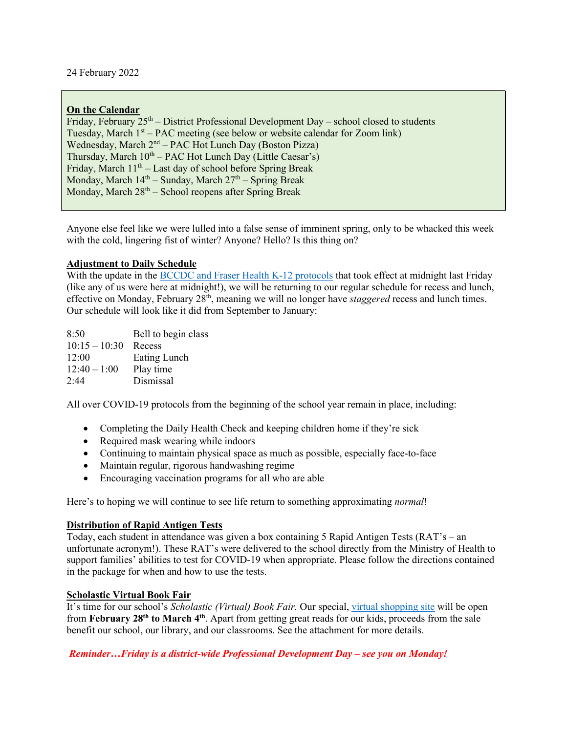24 February 2022

**On the Calendar**

Friday, February 25th – District Professional Development Day – school closed to students
Tuesday, March 1st – PAC meeting (see below or website calendar for Zoom link)
Wednesday, March 2nd – PAC Hot Lunch Day (Boston Pizza)
Thursday, March 10th – PAC Hot Lunch Day (Little Caesar's)
Friday, March 11th – Last day of school before Spring Break
Monday, March 14th – Sunday, March 27th – Spring Break
Monday, March 28th – School reopens after Spring Break

Anyone else feel like we were lulled into a false sense of imminent spring, only to be whacked this week with the cold, lingering fist of winter? Anyone? Hello? Is this thing on?

**Adjustment to Daily Schedule**

With the update in the BCCDC and Fraser Health K-12 protocols that took effect at midnight last Friday (like any of us were here at midnight!), we will be returning to our regular schedule for recess and lunch, effective on Monday, February 28th, meaning we will no longer have *staggered* recess and lunch times. Our schedule will look like it did from September to January:

| | |
|---|---|
| 8:50 | Bell to begin class |
| 10:15 – 10:30 | Recess |
| 12:00 | Eating Lunch |
| 12:40 – 1:00 | Play time |
| 2:44 | Dismissal |

All over COVID-19 protocols from the beginning of the school year remain in place, including:

- Completing the Daily Health Check and keeping children home if they're sick
- Required mask wearing while indoors
- Continuing to maintain physical space as much as possible, especially face-to-face
- Maintain regular, rigorous handwashing regime
- Encouraging vaccination programs for all who are able

Here's to hoping we will continue to see life return to something approximating *normal*!

**Distribution of Rapid Antigen Tests**

Today, each student in attendance was given a box containing 5 Rapid Antigen Tests (RAT's – an unfortunate acronym!). These RAT's were delivered to the school directly from the Ministry of Health to support families' abilities to test for COVID-19 when appropriate. Please follow the directions contained in the package for when and how to use the tests.

**Scholastic Virtual Book Fair**

It's time for our school's *Scholastic (Virtual) Book Fair.* Our special, virtual shopping site will be open from **February 28th to March 4th**. Apart from getting great reads for our kids, proceeds from the sale benefit our school, our library, and our classrooms. See the attachment for more details.

***Reminder…Friday is a district-wide Professional Development Day – see you on Monday!***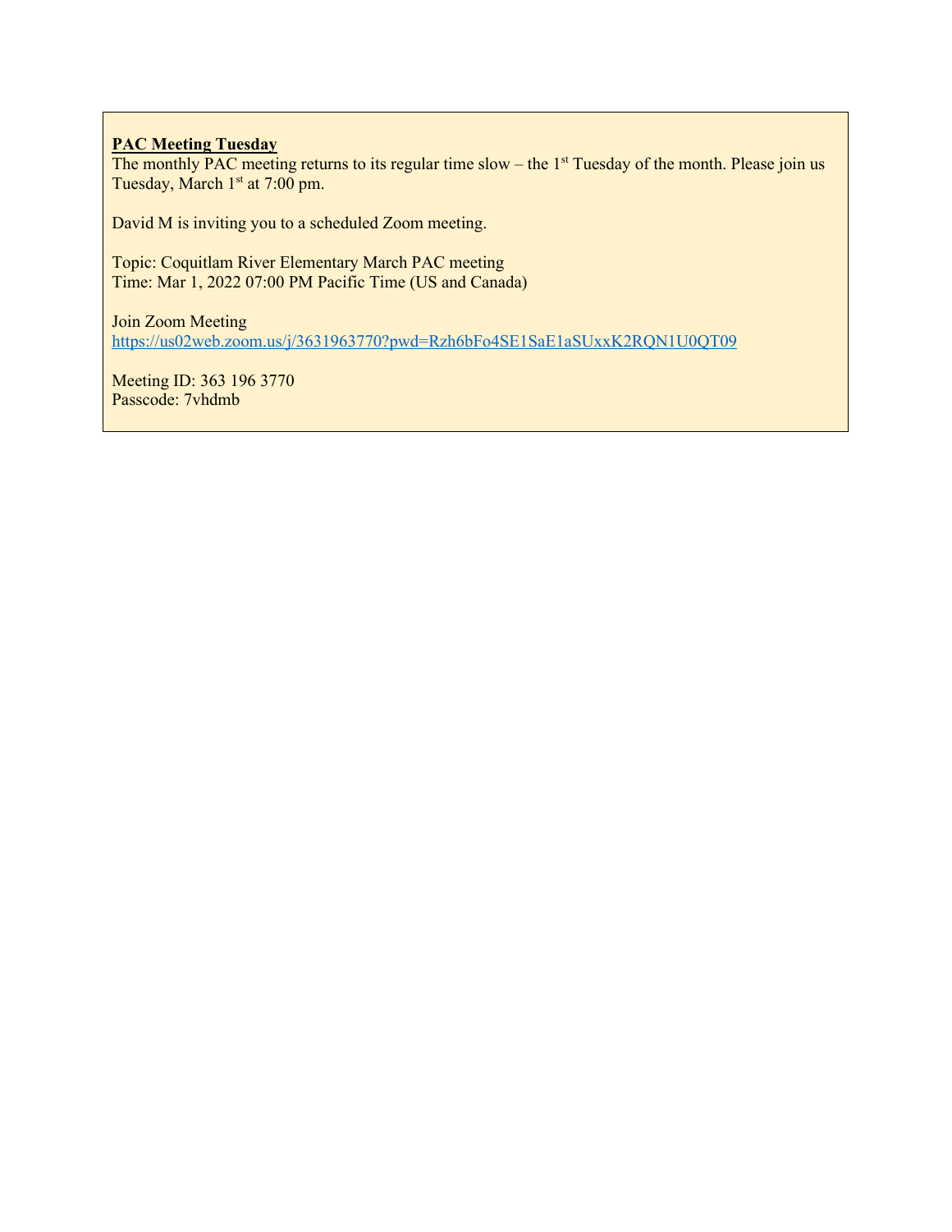**PAC Meeting Tuesday**

The monthly PAC meeting returns to its regular time slow – the 1st Tuesday of the month. Please join us Tuesday, March 1st at 7:00 pm.

David M is inviting you to a scheduled Zoom meeting.

Topic: Coquitlam River Elementary March PAC meeting
Time: Mar 1, 2022 07:00 PM Pacific Time (US and Canada)

Join Zoom Meeting
https://us02web.zoom.us/j/3631963770?pwd=Rzh6bFo4SE1SaE1aSUxxK2RQN1U0QT09

Meeting ID: 363 196 3770
Passcode: 7vhdmb